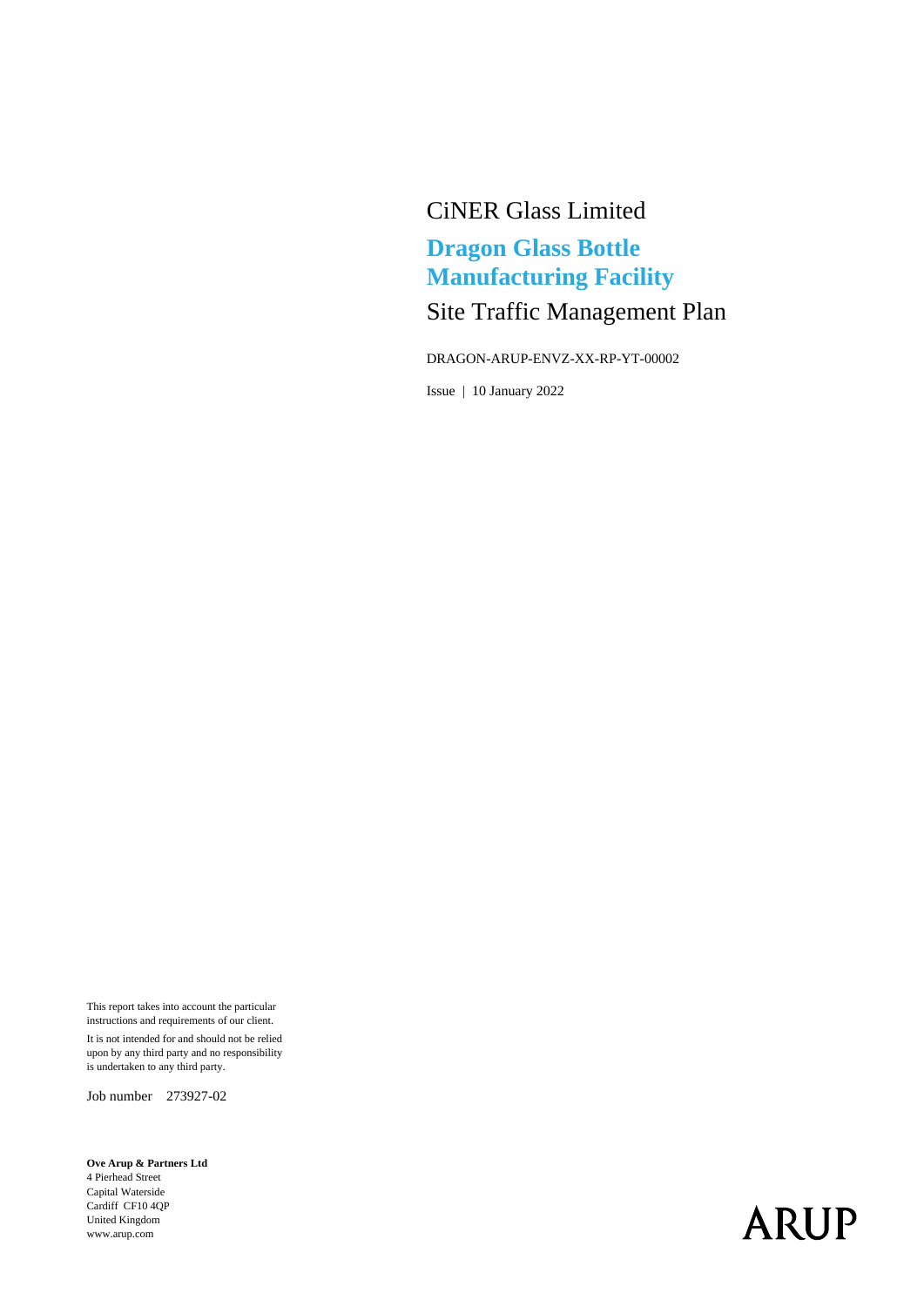CiNER Glass Limited

# Dragon Glass Bottle Manufacturing Facility

## Site Traffic Management Plan

DRAGON-ARUP-ENVZ-XX-RP-YT-00002

Issue | 10 January 2022

This report takes into account the particular instructions and requirements of our client.

It is not intended for and should not be relied upon by any third party and no responsibility is undertaken to any third party.

Job number 273927-02

**Ove Arup & Partners Ltd**
4 Pierhead Street
Capital Waterside
Cardiff CF10 4QP
United Kingdom
www.arup.com

ARUP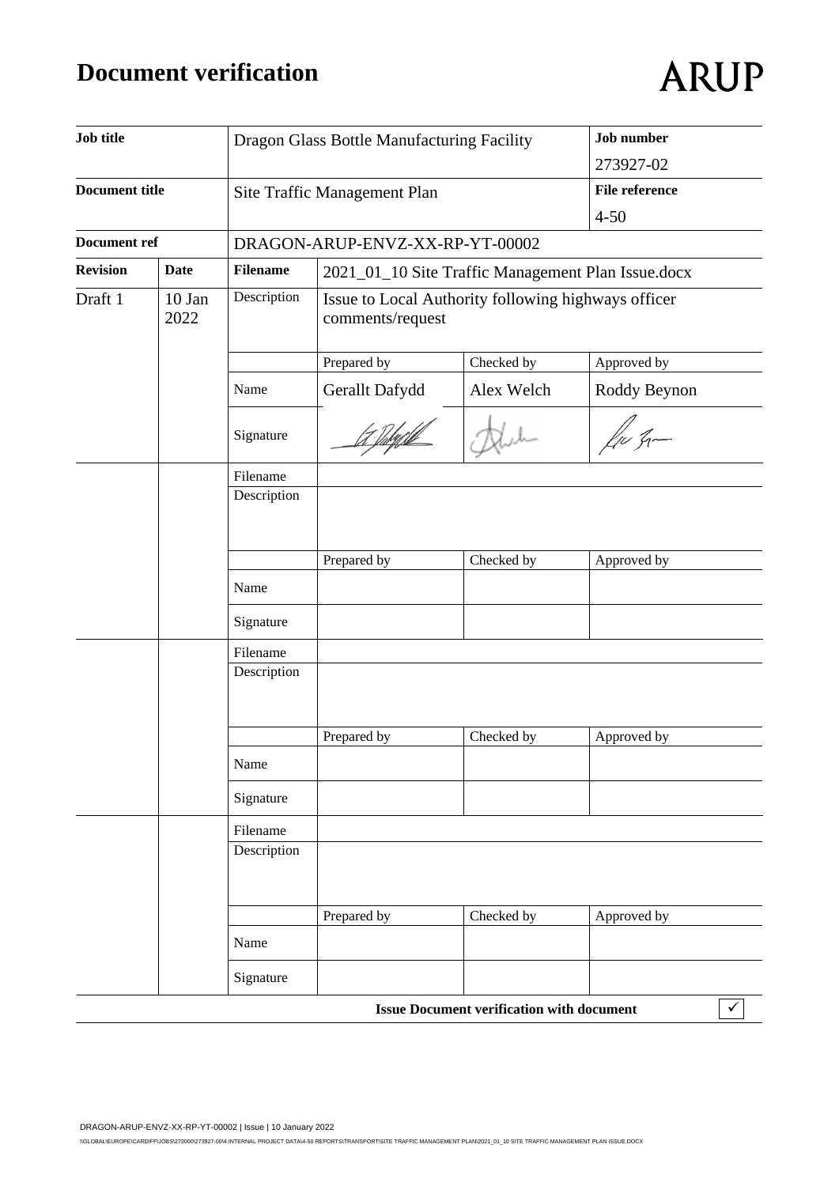# Document verification

ARUP

| Job title | | Dragon Glass Bottle Manufacturing Facility | | | Job number 273927-02 |
|---|---|---|---|---|---|
| **Document title** | | Site Traffic Management Plan | | | **File reference** 4-50 |
| **Document ref** | | DRAGON-ARUP-ENVZ-XX-RP-YT-00002 | | | |
| **Revision** | **Date** | **Filename** | 2021_01_10 Site Traffic Management Plan Issue.docx | | |
| Draft 1 | 10 Jan 2022 | Description | Issue to Local Authority following highways officer comments/request | | |
| | | | Prepared by | Checked by | Approved by |
| | | Name | Gerallt Dafydd | Alex Welch | Roddy Beynon |
| | | Signature | | | |
| | | Filename | | | |
| | | Description | | | |
| | | | Prepared by | Checked by | Approved by |
| | | Name | | | |
| | | Signature | | | |
| | | Filename | | | |
| | | Description | | | |
| | | | Prepared by | Checked by | Approved by |
| | | Name | | | |
| | | Signature | | | |
| | | Filename | | | |
| | | Description | | | |
| | | | Prepared by | Checked by | Approved by |
| | | Name | | | |
| | | Signature | | | |

**Issue Document verification with document** ✓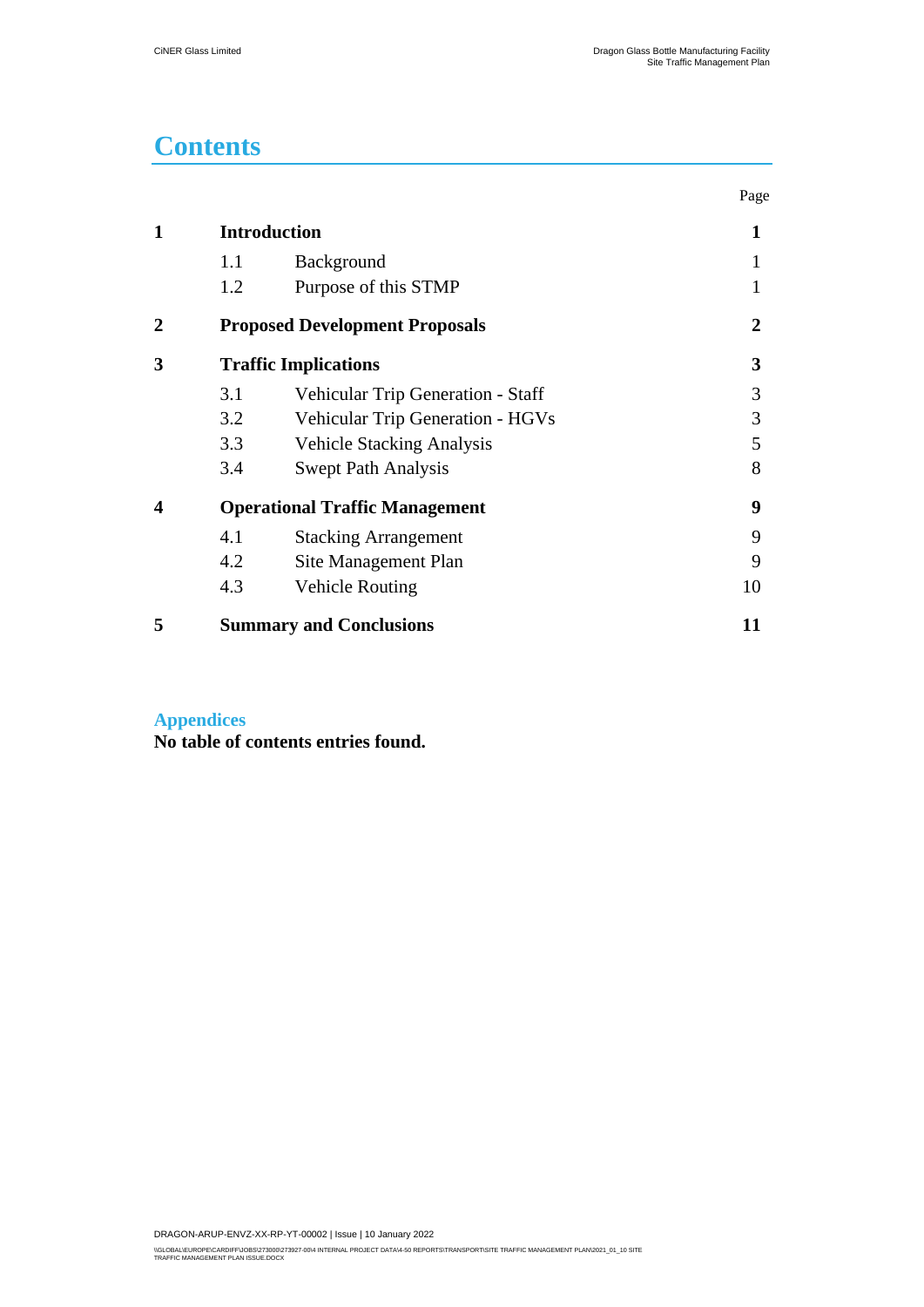# Contents

| | | Page |
|---|---|---|
| **1** | **Introduction** | **1** |
| | 1.1 Background | 1 |
| | 1.2 Purpose of this STMP | 1 |
| **2** | **Proposed Development Proposals** | **2** |
| **3** | **Traffic Implications** | **3** |
| | 3.1 Vehicular Trip Generation - Staff | 3 |
| | 3.2 Vehicular Trip Generation - HGVs | 3 |
| | 3.3 Vehicle Stacking Analysis | 5 |
| | 3.4 Swept Path Analysis | 8 |
| **4** | **Operational Traffic Management** | **9** |
| | 4.1 Stacking Arrangement | 9 |
| | 4.2 Site Management Plan | 9 |
| | 4.3 Vehicle Routing | 10 |
| **5** | **Summary and Conclusions** | **11** |

## Appendices

**No table of contents entries found.**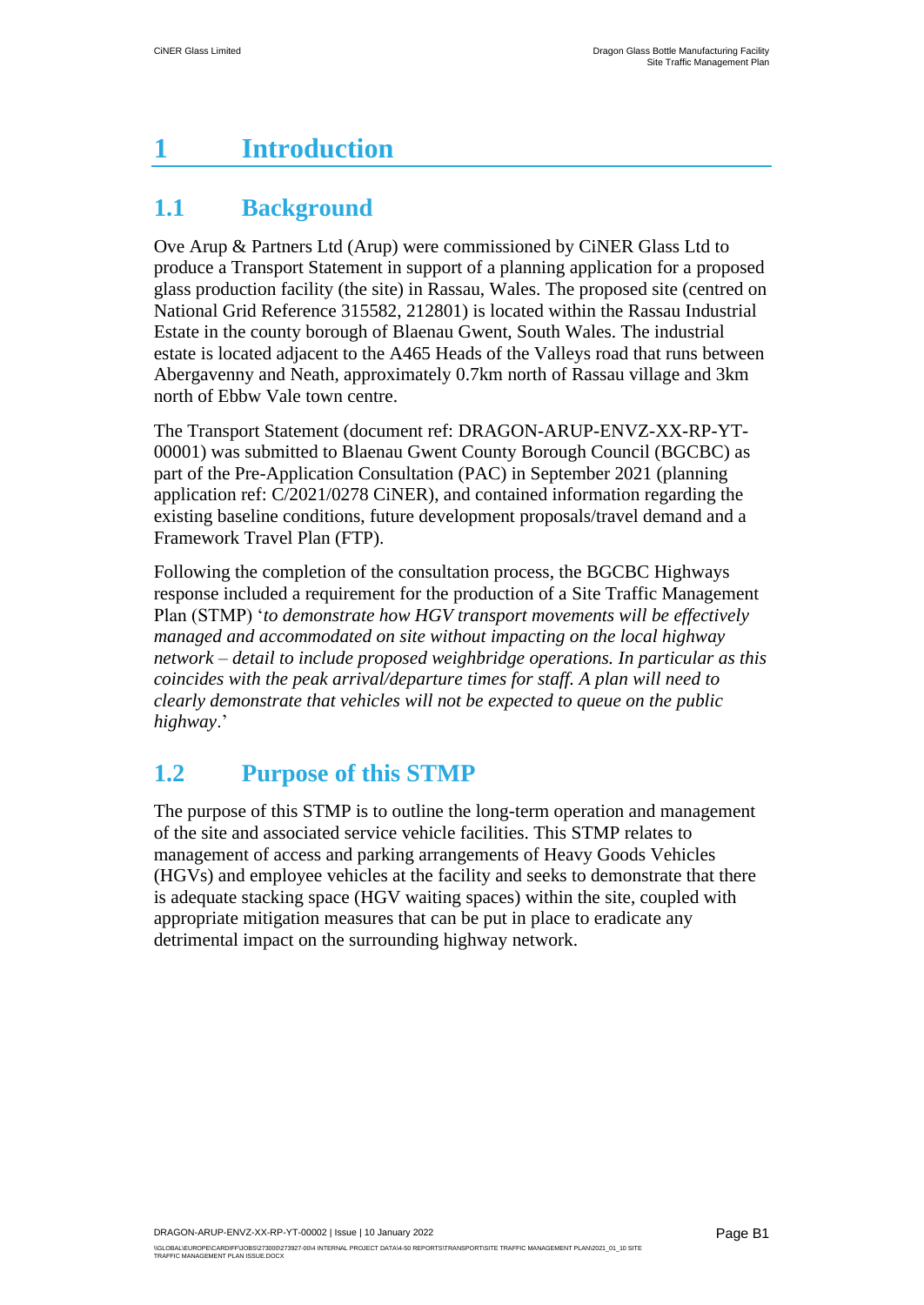# 1 Introduction

## 1.1 Background

Ove Arup & Partners Ltd (Arup) were commissioned by CiNER Glass Ltd to produce a Transport Statement in support of a planning application for a proposed glass production facility (the site) in Rassau, Wales. The proposed site (centred on National Grid Reference 315582, 212801) is located within the Rassau Industrial Estate in the county borough of Blaenau Gwent, South Wales. The industrial estate is located adjacent to the A465 Heads of the Valleys road that runs between Abergavenny and Neath, approximately 0.7km north of Rassau village and 3km north of Ebbw Vale town centre.

The Transport Statement (document ref: DRAGON-ARUP-ENVZ-XX-RP-YT-00001) was submitted to Blaenau Gwent County Borough Council (BGCBC) as part of the Pre-Application Consultation (PAC) in September 2021 (planning application ref: C/2021/0278 CiNER), and contained information regarding the existing baseline conditions, future development proposals/travel demand and a Framework Travel Plan (FTP).

Following the completion of the consultation process, the BGCBC Highways response included a requirement for the production of a Site Traffic Management Plan (STMP) '*to demonstrate how HGV transport movements will be effectively managed and accommodated on site without impacting on the local highway network – detail to include proposed weighbridge operations. In particular as this coincides with the peak arrival/departure times for staff. A plan will need to clearly demonstrate that vehicles will not be expected to queue on the public highway*.'

## 1.2 Purpose of this STMP

The purpose of this STMP is to outline the long-term operation and management of the site and associated service vehicle facilities. This STMP relates to management of access and parking arrangements of Heavy Goods Vehicles (HGVs) and employee vehicles at the facility and seeks to demonstrate that there is adequate stacking space (HGV waiting spaces) within the site, coupled with appropriate mitigation measures that can be put in place to eradicate any detrimental impact on the surrounding highway network.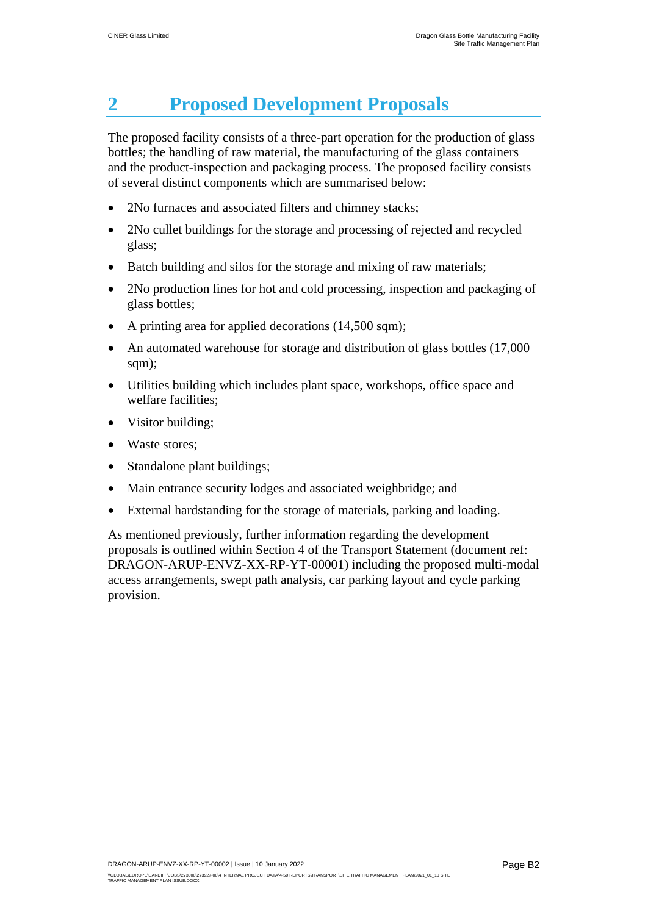# 2 Proposed Development Proposals

The proposed facility consists of a three-part operation for the production of glass bottles; the handling of raw material, the manufacturing of the glass containers and the product-inspection and packaging process. The proposed facility consists of several distinct components which are summarised below:

- 2No furnaces and associated filters and chimney stacks;
- 2No cullet buildings for the storage and processing of rejected and recycled glass;
- Batch building and silos for the storage and mixing of raw materials;
- 2No production lines for hot and cold processing, inspection and packaging of glass bottles;
- A printing area for applied decorations (14,500 sqm);
- An automated warehouse for storage and distribution of glass bottles (17,000 sqm);
- Utilities building which includes plant space, workshops, office space and welfare facilities;
- Visitor building;
- Waste stores;
- Standalone plant buildings;
- Main entrance security lodges and associated weighbridge; and
- External hardstanding for the storage of materials, parking and loading.

As mentioned previously, further information regarding the development proposals is outlined within Section 4 of the Transport Statement (document ref: DRAGON-ARUP-ENVZ-XX-RP-YT-00001) including the proposed multi-modal access arrangements, swept path analysis, car parking layout and cycle parking provision.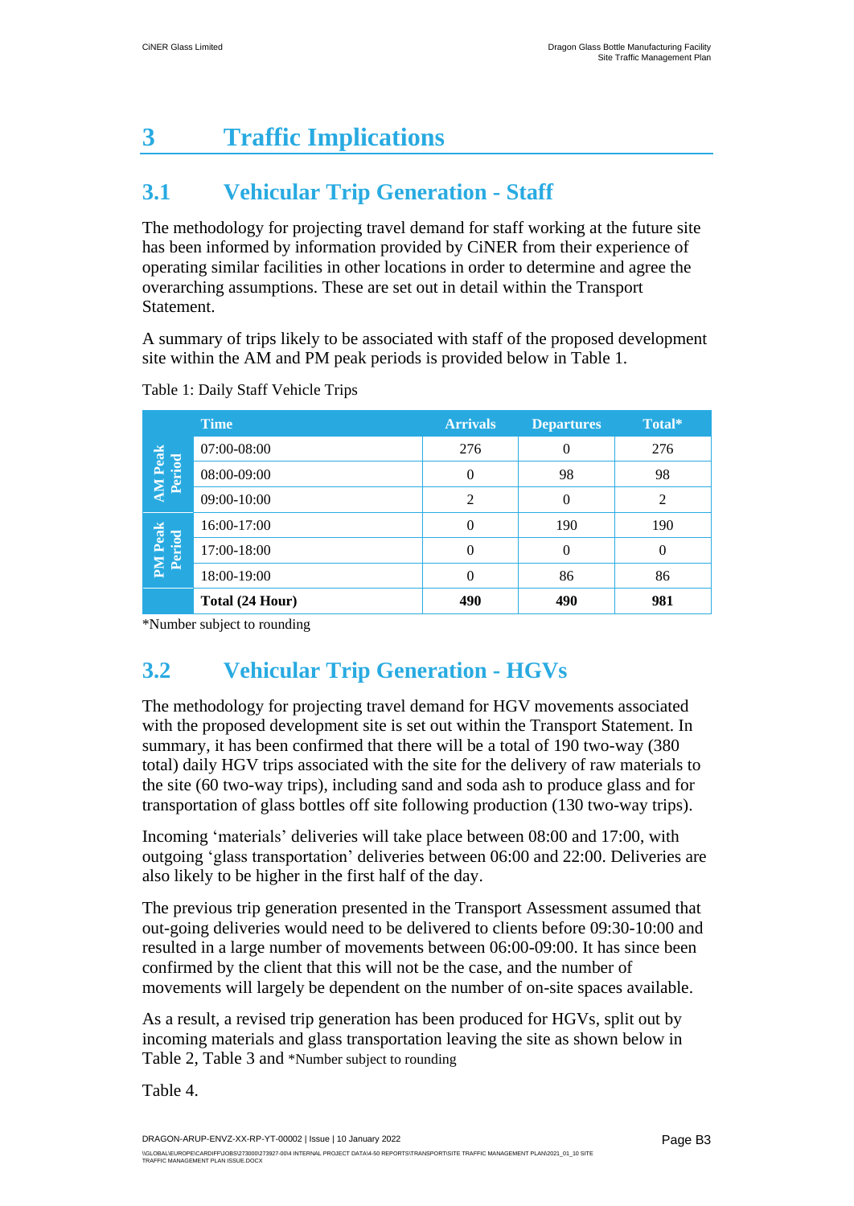# 3 Traffic Implications

## 3.1 Vehicular Trip Generation - Staff

The methodology for projecting travel demand for staff working at the future site has been informed by information provided by CiNER from their experience of operating similar facilities in other locations in order to determine and agree the overarching assumptions. These are set out in detail within the Transport Statement.

A summary of trips likely to be associated with staff of the proposed development site within the AM and PM peak periods is provided below in Table 1.

Table 1: Daily Staff Vehicle Trips

| | Time | Arrivals | Departures | Total* |
|---|---|---|---|---|
| AM Peak Period | 07:00-08:00 | 276 | 0 | 276 |
| | 08:00-09:00 | 0 | 98 | 98 |
| | 09:00-10:00 | 2 | 0 | 2 |
| PM Peak Period | 16:00-17:00 | 0 | 190 | 190 |
| | 17:00-18:00 | 0 | 0 | 0 |
| | 18:00-19:00 | 0 | 86 | 86 |
| | **Total (24 Hour)** | **490** | **490** | **981** |

*Number subject to rounding

## 3.2 Vehicular Trip Generation - HGVs

The methodology for projecting travel demand for HGV movements associated with the proposed development site is set out within the Transport Statement. In summary, it has been confirmed that there will be a total of 190 two-way (380 total) daily HGV trips associated with the site for the delivery of raw materials to the site (60 two-way trips), including sand and soda ash to produce glass and for transportation of glass bottles off site following production (130 two-way trips).

Incoming 'materials' deliveries will take place between 08:00 and 17:00, with outgoing 'glass transportation' deliveries between 06:00 and 22:00. Deliveries are also likely to be higher in the first half of the day.

The previous trip generation presented in the Transport Assessment assumed that out-going deliveries would need to be delivered to clients before 09:30-10:00 and resulted in a large number of movements between 06:00-09:00. It has since been confirmed by the client that this will not be the case, and the number of movements will largely be dependent on the number of on-site spaces available.

As a result, a revised trip generation has been produced for HGVs, split out by incoming materials and glass transportation leaving the site as shown below in Table 2, Table 3 and *Number subject to rounding

Table 4.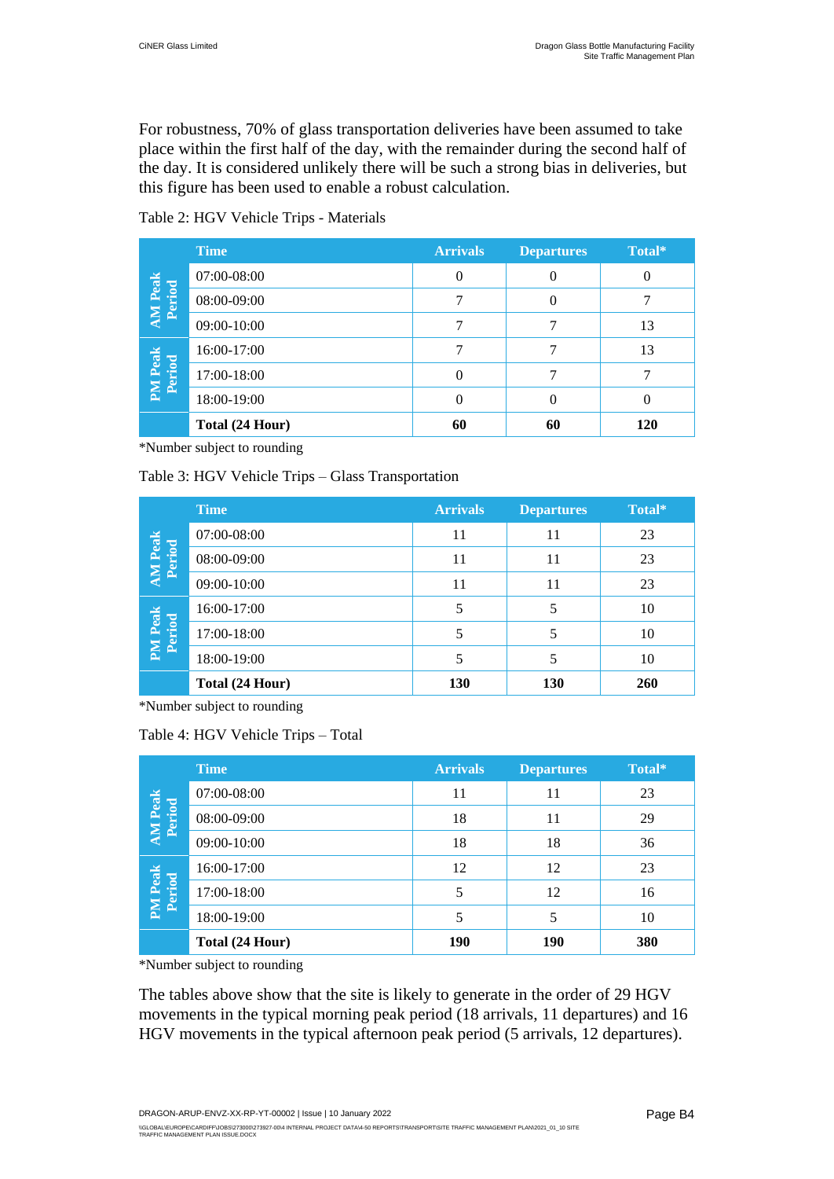For robustness, 70% of glass transportation deliveries have been assumed to take place within the first half of the day, with the remainder during the second half of the day. It is considered unlikely there will be such a strong bias in deliveries, but this figure has been used to enable a robust calculation.

Table 2: HGV Vehicle Trips - Materials

| | Time | Arrivals | Departures | Total* |
|---|---|---|---|---|
| AM Peak Period | 07:00-08:00 | 0 | 0 | 0 |
| | 08:00-09:00 | 7 | 0 | 7 |
| | 09:00-10:00 | 7 | 7 | 13 |
| PM Peak Period | 16:00-17:00 | 7 | 7 | 13 |
| | 17:00-18:00 | 0 | 7 | 7 |
| | 18:00-19:00 | 0 | 0 | 0 |
| | **Total (24 Hour)** | **60** | **60** | **120** |

*Number subject to rounding

Table 3: HGV Vehicle Trips – Glass Transportation

| | Time | Arrivals | Departures | Total* |
|---|---|---|---|---|
| AM Peak Period | 07:00-08:00 | 11 | 11 | 23 |
| | 08:00-09:00 | 11 | 11 | 23 |
| | 09:00-10:00 | 11 | 11 | 23 |
| PM Peak Period | 16:00-17:00 | 5 | 5 | 10 |
| | 17:00-18:00 | 5 | 5 | 10 |
| | 18:00-19:00 | 5 | 5 | 10 |
| | **Total (24 Hour)** | **130** | **130** | **260** |

*Number subject to rounding

Table 4: HGV Vehicle Trips – Total

| | Time | Arrivals | Departures | Total* |
|---|---|---|---|---|
| AM Peak Period | 07:00-08:00 | 11 | 11 | 23 |
| | 08:00-09:00 | 18 | 11 | 29 |
| | 09:00-10:00 | 18 | 18 | 36 |
| PM Peak Period | 16:00-17:00 | 12 | 12 | 23 |
| | 17:00-18:00 | 5 | 12 | 16 |
| | 18:00-19:00 | 5 | 5 | 10 |
| | **Total (24 Hour)** | **190** | **190** | **380** |

*Number subject to rounding

The tables above show that the site is likely to generate in the order of 29 HGV movements in the typical morning peak period (18 arrivals, 11 departures) and 16 HGV movements in the typical afternoon peak period (5 arrivals, 12 departures).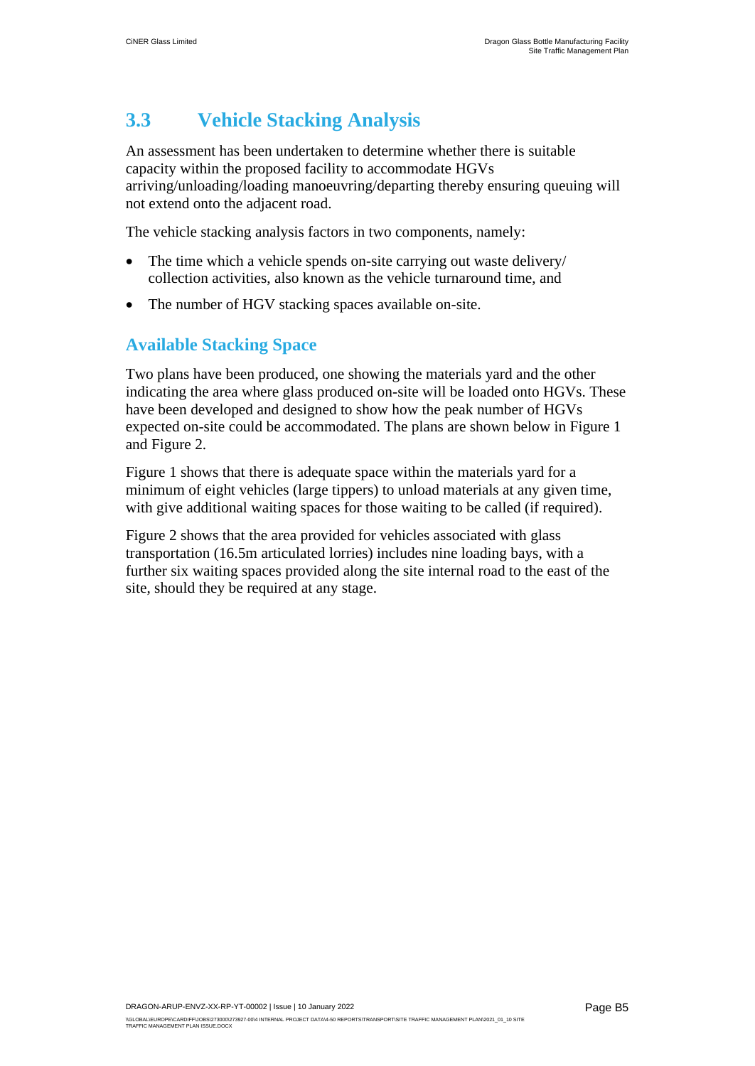## 3.3 Vehicle Stacking Analysis

An assessment has been undertaken to determine whether there is suitable capacity within the proposed facility to accommodate HGVs arriving/unloading/loading manoeuvring/departing thereby ensuring queuing will not extend onto the adjacent road.

The vehicle stacking analysis factors in two components, namely:

- The time which a vehicle spends on-site carrying out waste delivery/ collection activities, also known as the vehicle turnaround time, and
- The number of HGV stacking spaces available on-site.

### Available Stacking Space

Two plans have been produced, one showing the materials yard and the other indicating the area where glass produced on-site will be loaded onto HGVs. These have been developed and designed to show how the peak number of HGVs expected on-site could be accommodated. The plans are shown below in Figure 1 and Figure 2.

Figure 1 shows that there is adequate space within the materials yard for a minimum of eight vehicles (large tippers) to unload materials at any given time, with give additional waiting spaces for those waiting to be called (if required).

Figure 2 shows that the area provided for vehicles associated with glass transportation (16.5m articulated lorries) includes nine loading bays, with a further six waiting spaces provided along the site internal road to the east of the site, should they be required at any stage.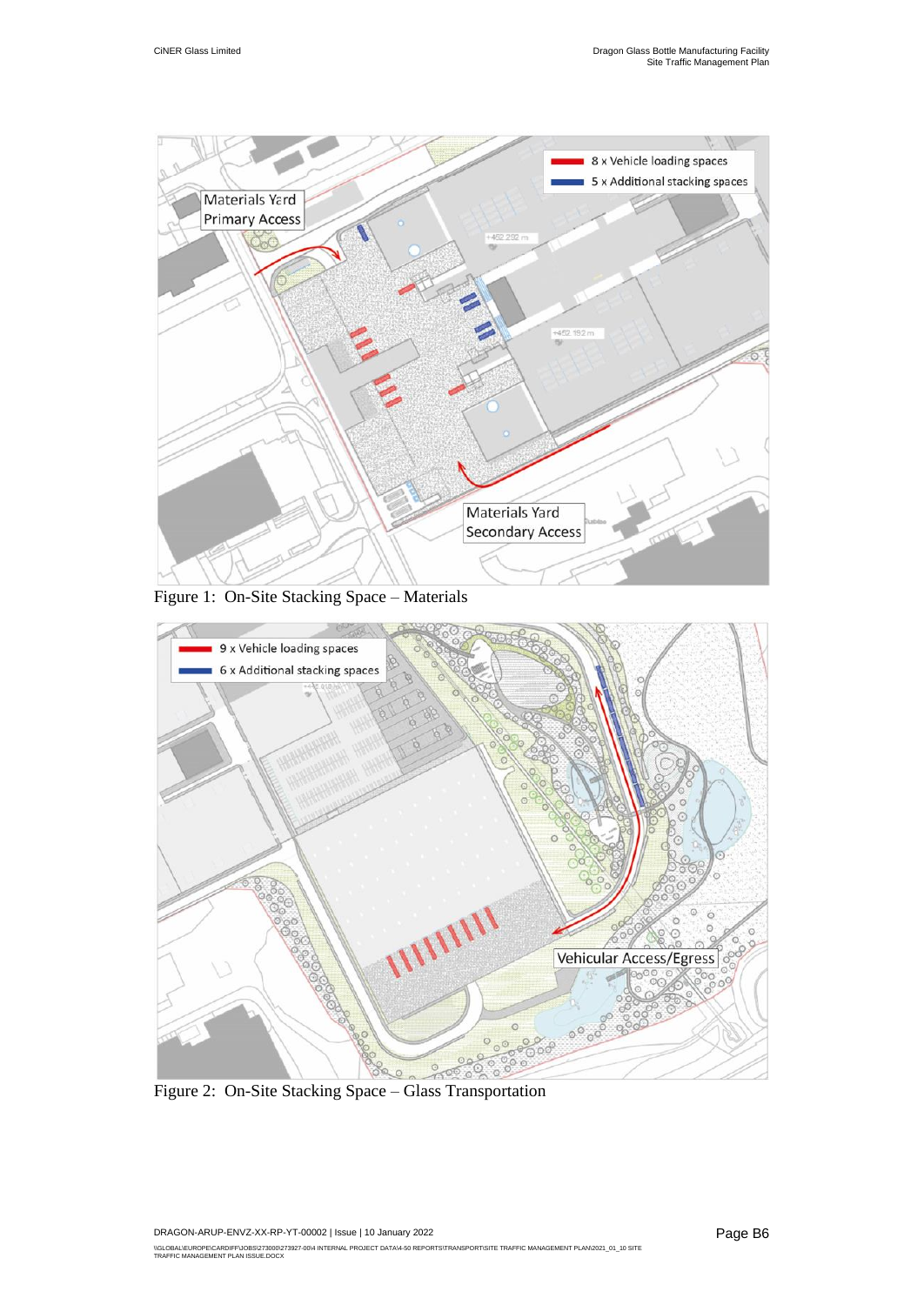Figure 1: On-Site Stacking Space – Materials

Figure 2: On-Site Stacking Space – Glass Transportation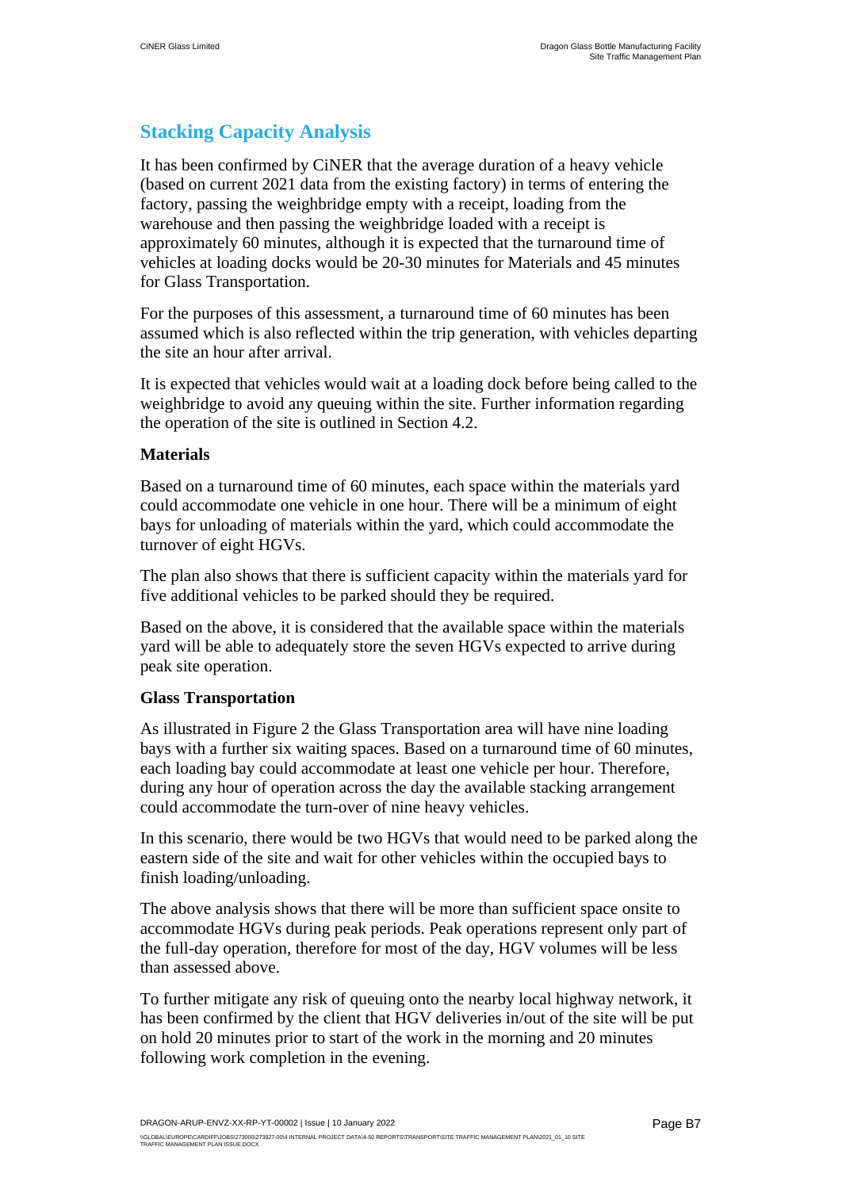## Stacking Capacity Analysis

It has been confirmed by CiNER that the average duration of a heavy vehicle (based on current 2021 data from the existing factory) in terms of entering the factory, passing the weighbridge empty with a receipt, loading from the warehouse and then passing the weighbridge loaded with a receipt is approximately 60 minutes, although it is expected that the turnaround time of vehicles at loading docks would be 20-30 minutes for Materials and 45 minutes for Glass Transportation.

For the purposes of this assessment, a turnaround time of 60 minutes has been assumed which is also reflected within the trip generation, with vehicles departing the site an hour after arrival.

It is expected that vehicles would wait at a loading dock before being called to the weighbridge to avoid any queuing within the site. Further information regarding the operation of the site is outlined in Section 4.2.

### Materials

Based on a turnaround time of 60 minutes, each space within the materials yard could accommodate one vehicle in one hour. There will be a minimum of eight bays for unloading of materials within the yard, which could accommodate the turnover of eight HGVs.

The plan also shows that there is sufficient capacity within the materials yard for five additional vehicles to be parked should they be required.

Based on the above, it is considered that the available space within the materials yard will be able to adequately store the seven HGVs expected to arrive during peak site operation.

### Glass Transportation

As illustrated in Figure 2 the Glass Transportation area will have nine loading bays with a further six waiting spaces. Based on a turnaround time of 60 minutes, each loading bay could accommodate at least one vehicle per hour. Therefore, during any hour of operation across the day the available stacking arrangement could accommodate the turn-over of nine heavy vehicles.

In this scenario, there would be two HGVs that would need to be parked along the eastern side of the site and wait for other vehicles within the occupied bays to finish loading/unloading.

The above analysis shows that there will be more than sufficient space onsite to accommodate HGVs during peak periods. Peak operations represent only part of the full-day operation, therefore for most of the day, HGV volumes will be less than assessed above.

To further mitigate any risk of queuing onto the nearby local highway network, it has been confirmed by the client that HGV deliveries in/out of the site will be put on hold 20 minutes prior to start of the work in the morning and 20 minutes following work completion in the evening.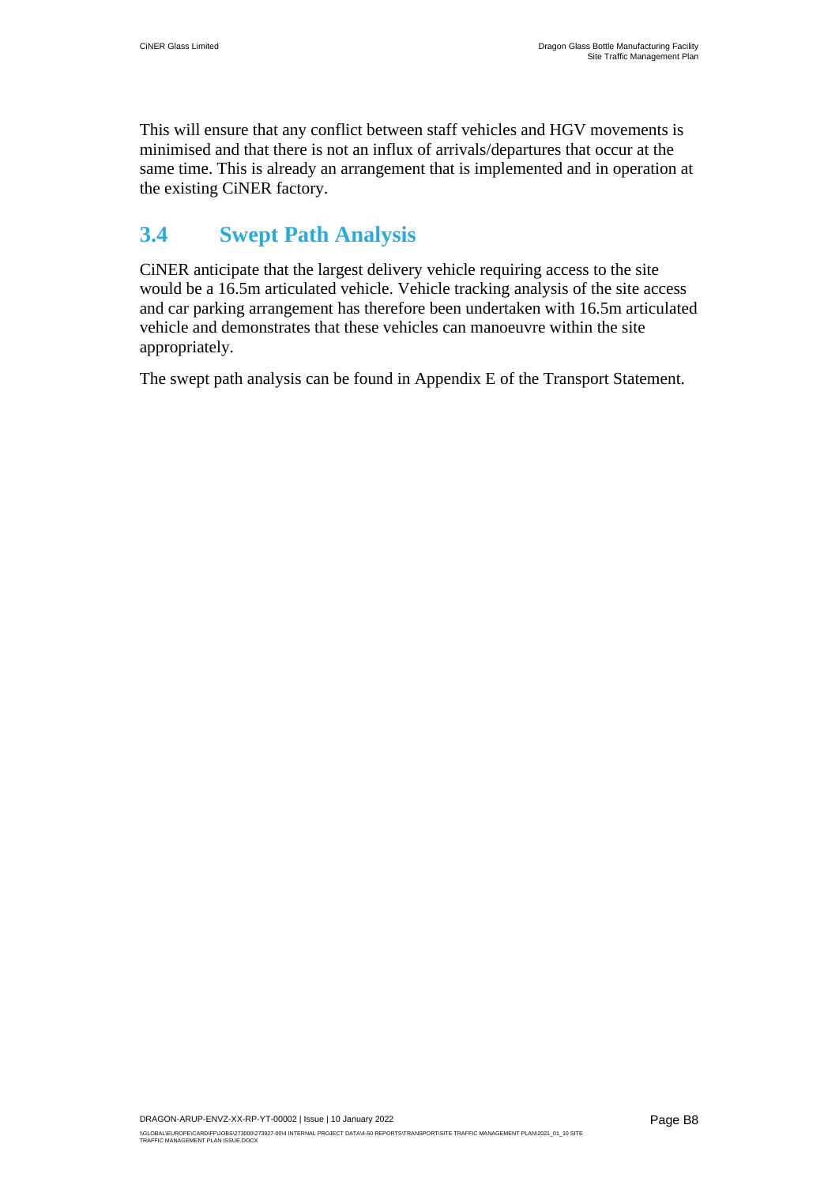This will ensure that any conflict between staff vehicles and HGV movements is minimised and that there is not an influx of arrivals/departures that occur at the same time. This is already an arrangement that is implemented and in operation at the existing CiNER factory.

## 3.4 Swept Path Analysis

CiNER anticipate that the largest delivery vehicle requiring access to the site would be a 16.5m articulated vehicle. Vehicle tracking analysis of the site access and car parking arrangement has therefore been undertaken with 16.5m articulated vehicle and demonstrates that these vehicles can manoeuvre within the site appropriately.

The swept path analysis can be found in Appendix E of the Transport Statement.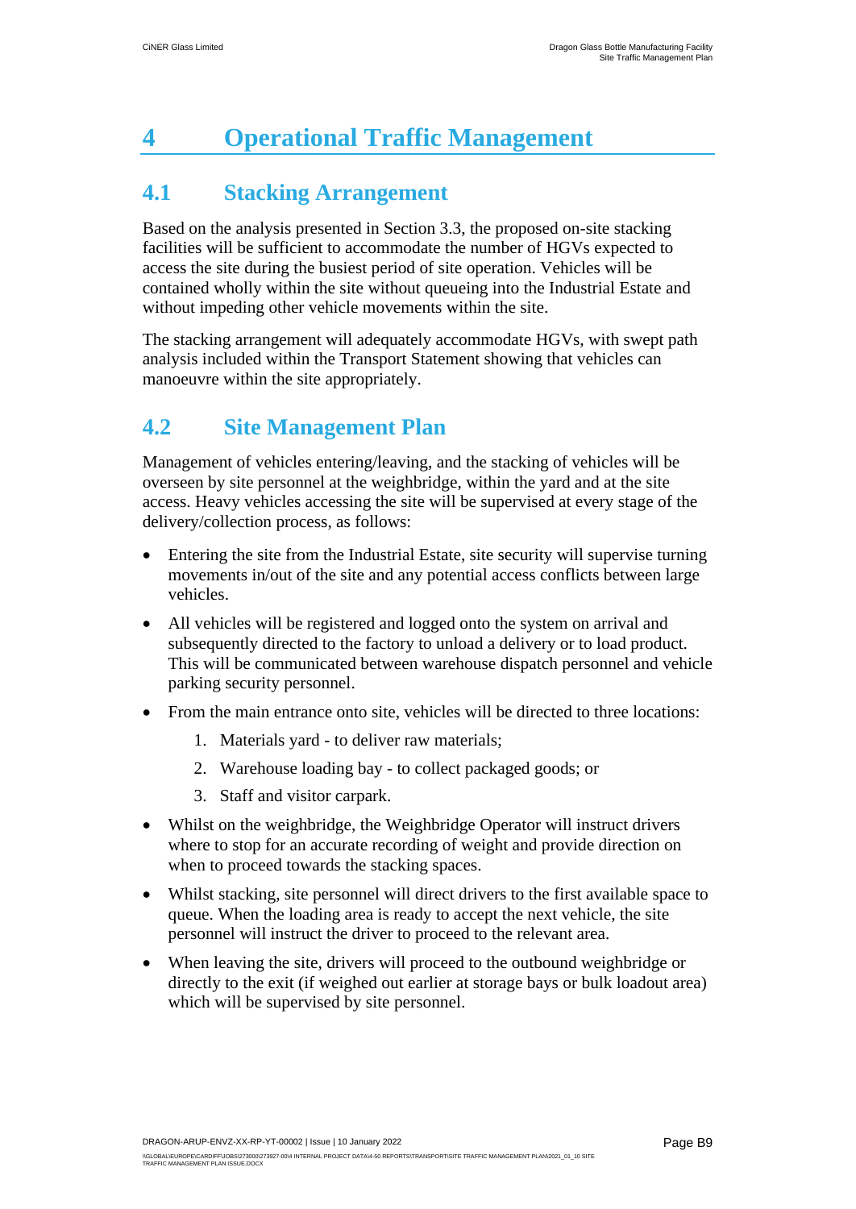# 4 Operational Traffic Management

## 4.1 Stacking Arrangement

Based on the analysis presented in Section 3.3, the proposed on-site stacking facilities will be sufficient to accommodate the number of HGVs expected to access the site during the busiest period of site operation. Vehicles will be contained wholly within the site without queueing into the Industrial Estate and without impeding other vehicle movements within the site.

The stacking arrangement will adequately accommodate HGVs, with swept path analysis included within the Transport Statement showing that vehicles can manoeuvre within the site appropriately.

## 4.2 Site Management Plan

Management of vehicles entering/leaving, and the stacking of vehicles will be overseen by site personnel at the weighbridge, within the yard and at the site access. Heavy vehicles accessing the site will be supervised at every stage of the delivery/collection process, as follows:

- Entering the site from the Industrial Estate, site security will supervise turning movements in/out of the site and any potential access conflicts between large vehicles.
- All vehicles will be registered and logged onto the system on arrival and subsequently directed to the factory to unload a delivery or to load product. This will be communicated between warehouse dispatch personnel and vehicle parking security personnel.
- From the main entrance onto site, vehicles will be directed to three locations:
    1. Materials yard - to deliver raw materials;
    2. Warehouse loading bay - to collect packaged goods; or
    3. Staff and visitor carpark.
- Whilst on the weighbridge, the Weighbridge Operator will instruct drivers where to stop for an accurate recording of weight and provide direction on when to proceed towards the stacking spaces.
- Whilst stacking, site personnel will direct drivers to the first available space to queue. When the loading area is ready to accept the next vehicle, the site personnel will instruct the driver to proceed to the relevant area.
- When leaving the site, drivers will proceed to the outbound weighbridge or directly to the exit (if weighed out earlier at storage bays or bulk loadout area) which will be supervised by site personnel.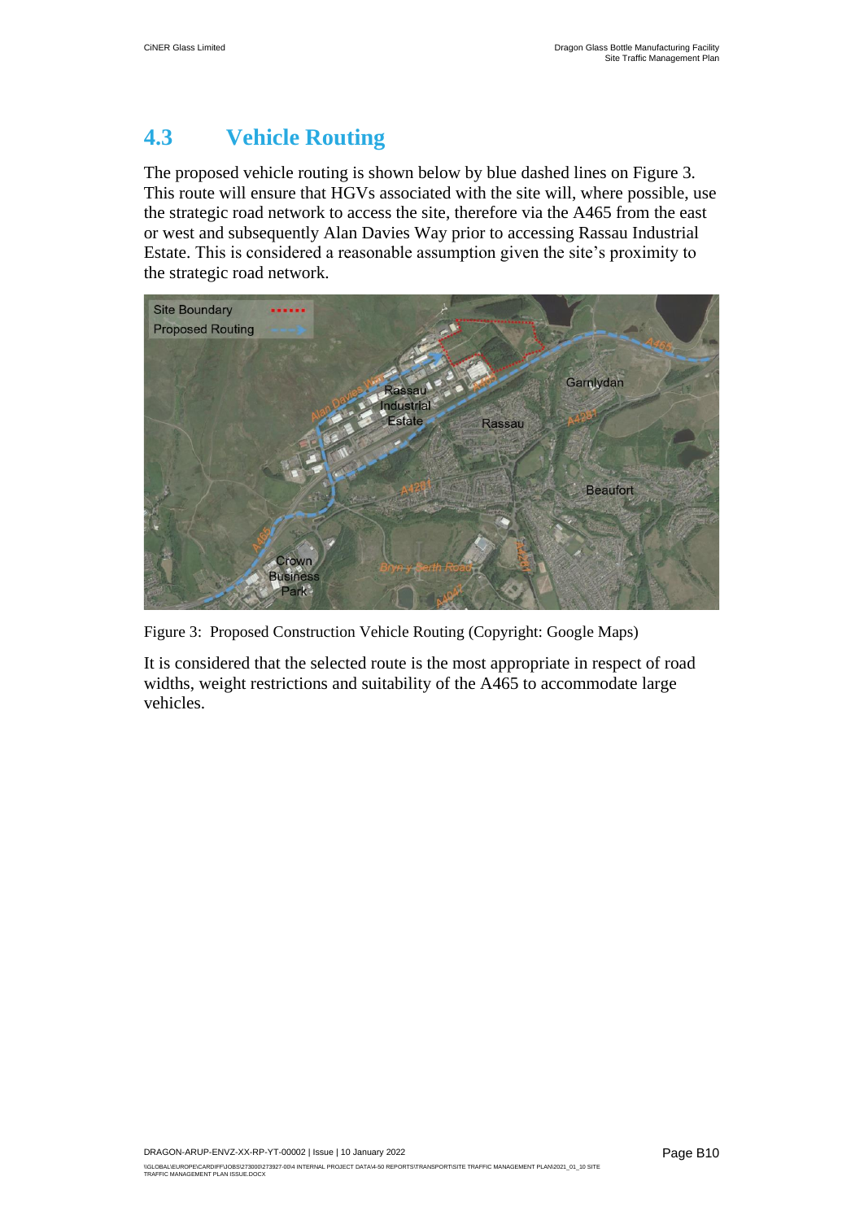## 4.3 Vehicle Routing

The proposed vehicle routing is shown below by blue dashed lines on Figure 3. This route will ensure that HGVs associated with the site will, where possible, use the strategic road network to access the site, therefore via the A465 from the east or west and subsequently Alan Davies Way prior to accessing Rassau Industrial Estate. This is considered a reasonable assumption given the site's proximity to the strategic road network.

Figure 3: Proposed Construction Vehicle Routing (Copyright: Google Maps)

It is considered that the selected route is the most appropriate in respect of road widths, weight restrictions and suitability of the A465 to accommodate large vehicles.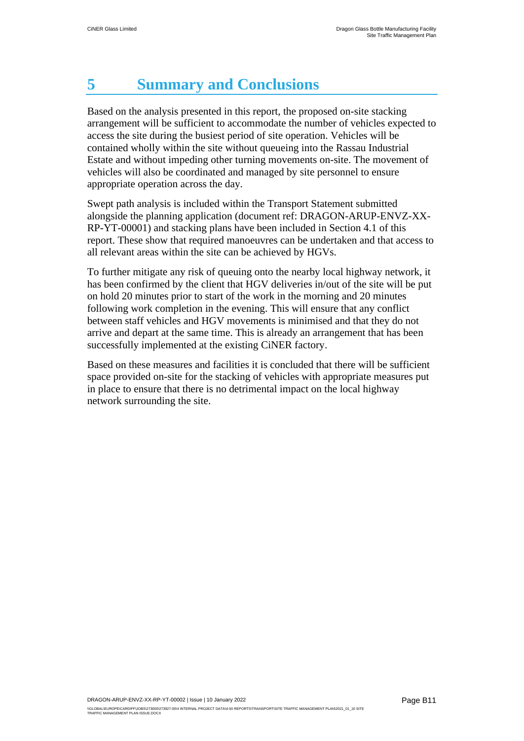# 5 Summary and Conclusions

Based on the analysis presented in this report, the proposed on-site stacking arrangement will be sufficient to accommodate the number of vehicles expected to access the site during the busiest period of site operation. Vehicles will be contained wholly within the site without queueing into the Rassau Industrial Estate and without impeding other turning movements on-site. The movement of vehicles will also be coordinated and managed by site personnel to ensure appropriate operation across the day.

Swept path analysis is included within the Transport Statement submitted alongside the planning application (document ref: DRAGON-ARUP-ENVZ-XX-RP-YT-00001) and stacking plans have been included in Section 4.1 of this report. These show that required manoeuvres can be undertaken and that access to all relevant areas within the site can be achieved by HGVs.

To further mitigate any risk of queuing onto the nearby local highway network, it has been confirmed by the client that HGV deliveries in/out of the site will be put on hold 20 minutes prior to start of the work in the morning and 20 minutes following work completion in the evening. This will ensure that any conflict between staff vehicles and HGV movements is minimised and that they do not arrive and depart at the same time. This is already an arrangement that has been successfully implemented at the existing CiNER factory.

Based on these measures and facilities it is concluded that there will be sufficient space provided on-site for the stacking of vehicles with appropriate measures put in place to ensure that there is no detrimental impact on the local highway network surrounding the site.